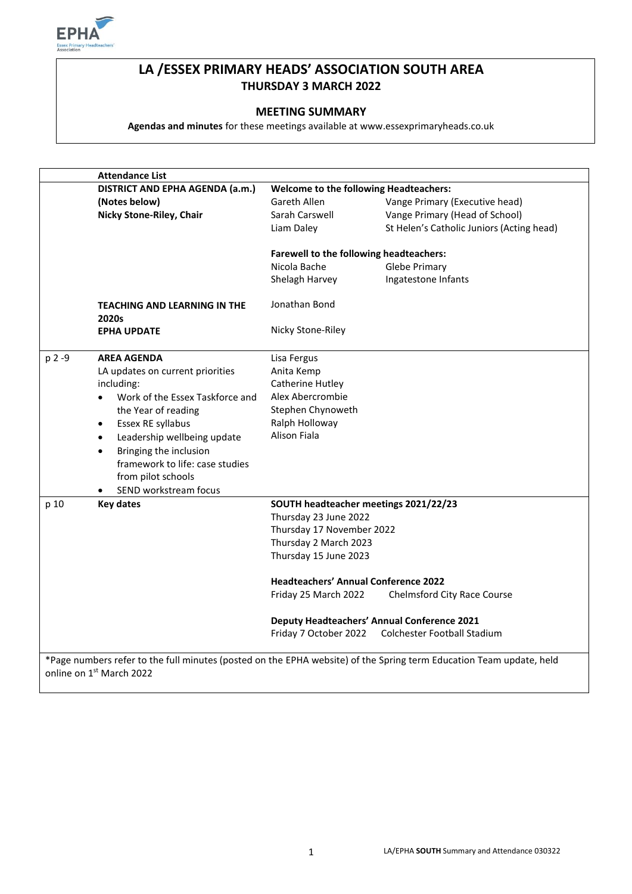# LA /ESSEX PRIMARY HEADS' ASSOCIATION SOUTH AREA

## THURSDAY 3 MARCH 2022

### MEETING SUMMARY

**Agendas and minutes** for these meetings available at www.essexprimaryheads.co.uk

| | Attendance List | | |
|---|---|---|---|
| | **DISTRICT AND EPHA AGENDA (a.m.)** | **Welcome to the following Headteachers:** | |
| | **(Notes below)** | Gareth Allen | Vange Primary (Executive head) |
| | **Nicky Stone-Riley, Chair** | Sarah Carswell | Vange Primary (Head of School) |
| | | Liam Daley | St Helen's Catholic Juniors (Acting head) |
| | | **Farewell to the following headteachers:** | |
| | | Nicola Bache | Glebe Primary |
| | | Shelagh Harvey | Ingatestone Infants |
| | **TEACHING AND LEARNING IN THE 2020s** | Jonathan Bond | |
| | **EPHA UPDATE** | Nicky Stone-Riley | |
| p 2 -9 | **AREA AGENDA**<br>LA updates on current priorities including:<br>• Work of the Essex Taskforce and the Year of reading<br>• Essex RE syllabus<br>• Leadership wellbeing update<br>• Bringing the inclusion framework to life: case studies from pilot schools<br>• SEND workstream focus | Lisa Fergus<br>Anita Kemp<br>Catherine Hutley<br>Alex Abercrombie<br>Stephen Chynoweth<br>Ralph Holloway<br>Alison Fiala | |
| p 10 | **Key dates** | **SOUTH headteacher meetings 2021/22/23**<br>Thursday 23 June 2022<br>Thursday 17 November 2022<br>Thursday 2 March 2023<br>Thursday 15 June 2023 | |
| | | **Headteachers' Annual Conference 2022** | |
| | | Friday 25 March 2022 | Chelmsford City Race Course |
| | | **Deputy Headteachers' Annual Conference 2021** | |
| | | Friday 7 October 2022 | Colchester Football Stadium |

*Page numbers refer to the full minutes (posted on the EPHA website) of the Spring term Education Team update, held online on 1st March 2022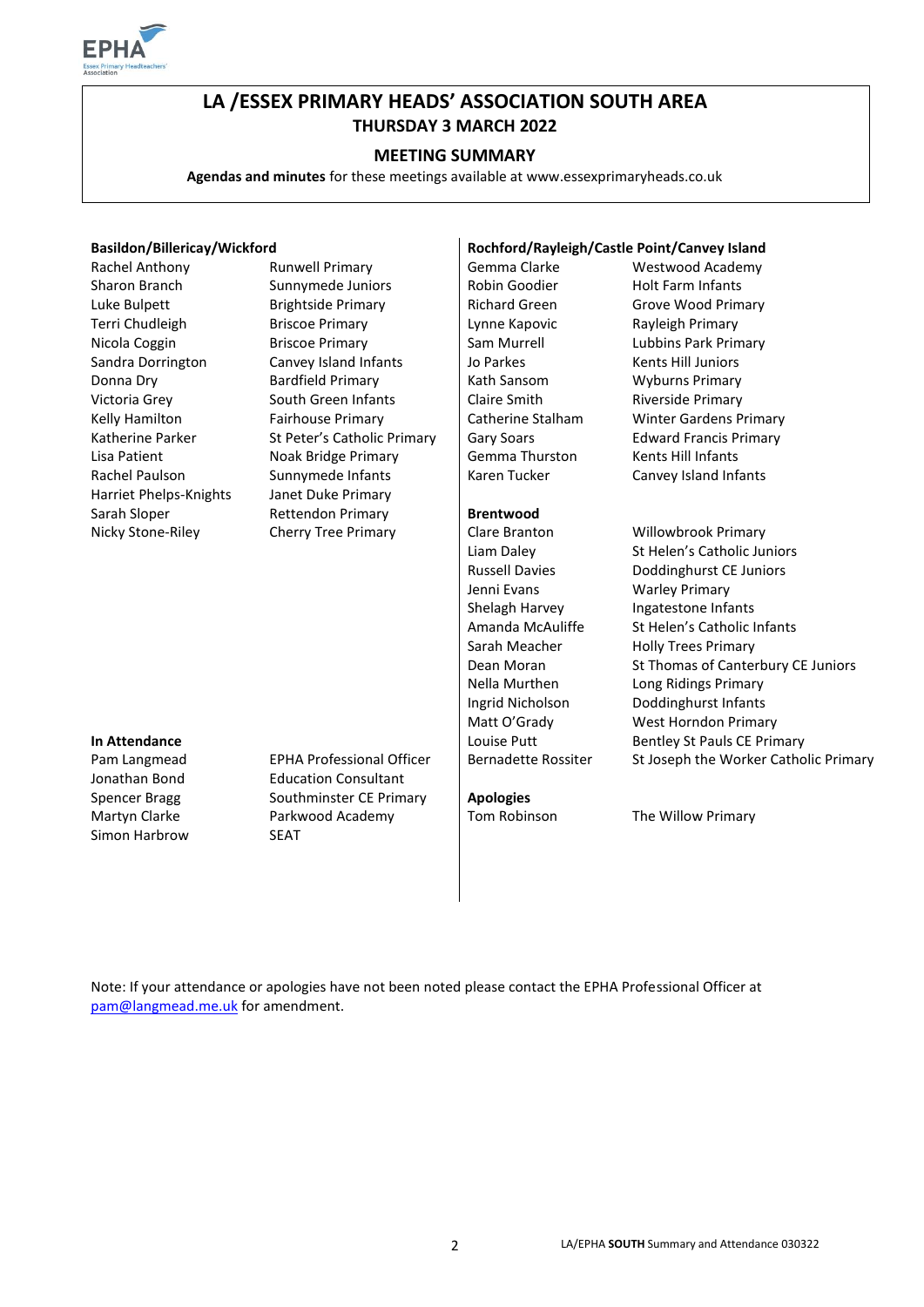# LA /ESSEX PRIMARY HEADS' ASSOCIATION SOUTH AREA
## THURSDAY 3 MARCH 2022

### MEETING SUMMARY

**Agendas and minutes** for these meetings available at www.essexprimaryheads.co.uk

**Basildon/Billericay/Wickford**

| | |
|---|---|
| Rachel Anthony | Runwell Primary |
| Sharon Branch | Sunnymede Juniors |
| Luke Bulpett | Brightside Primary |
| Terri Chudleigh | Briscoe Primary |
| Nicola Coggin | Briscoe Primary |
| Sandra Dorrington | Canvey Island Infants |
| Donna Dry | Bardfield Primary |
| Victoria Grey | South Green Infants |
| Kelly Hamilton | Fairhouse Primary |
| Katherine Parker | St Peter's Catholic Primary |
| Lisa Patient | Noak Bridge Primary |
| Rachel Paulson | Sunnymede Infants |
| Harriet Phelps-Knights | Janet Duke Primary |
| Sarah Sloper | Rettendon Primary |
| Nicky Stone-Riley | Cherry Tree Primary |

**In Attendance**

| | |
|---|---|
| Pam Langmead | EPHA Professional Officer |
| Jonathan Bond | Education Consultant |
| Spencer Bragg | Southminster CE Primary |
| Martyn Clarke | Parkwood Academy |
| Simon Harbrow | SEAT |

**Rochford/Rayleigh/Castle Point/Canvey Island**

| | |
|---|---|
| Gemma Clarke | Westwood Academy |
| Robin Goodier | Holt Farm Infants |
| Richard Green | Grove Wood Primary |
| Lynne Kapovic | Rayleigh Primary |
| Sam Murrell | Lubbins Park Primary |
| Jo Parkes | Kents Hill Juniors |
| Kath Sansom | Wyburns Primary |
| Claire Smith | Riverside Primary |
| Catherine Stalham | Winter Gardens Primary |
| Gary Soars | Edward Francis Primary |
| Gemma Thurston | Kents Hill Infants |
| Karen Tucker | Canvey Island Infants |

**Brentwood**

| | |
|---|---|
| Clare Branton | Willowbrook Primary |
| Liam Daley | St Helen's Catholic Juniors |
| Russell Davies | Doddinghurst CE Juniors |
| Jenni Evans | Warley Primary |
| Shelagh Harvey | Ingatestone Infants |
| Amanda McAuliffe | St Helen's Catholic Infants |
| Sarah Meacher | Holly Trees Primary |
| Dean Moran | St Thomas of Canterbury CE Juniors |
| Nella Murthen | Long Ridings Primary |
| Ingrid Nicholson | Doddinghurst Infants |
| Matt O'Grady | West Horndon Primary |
| Louise Putt | Bentley St Pauls CE Primary |
| Bernadette Rossiter | St Joseph the Worker Catholic Primary |

**Apologies**

| | |
|---|---|
| Tom Robinson | The Willow Primary |

Note: If your attendance or apologies have not been noted please contact the EPHA Professional Officer at pam@langmead.me.uk for amendment.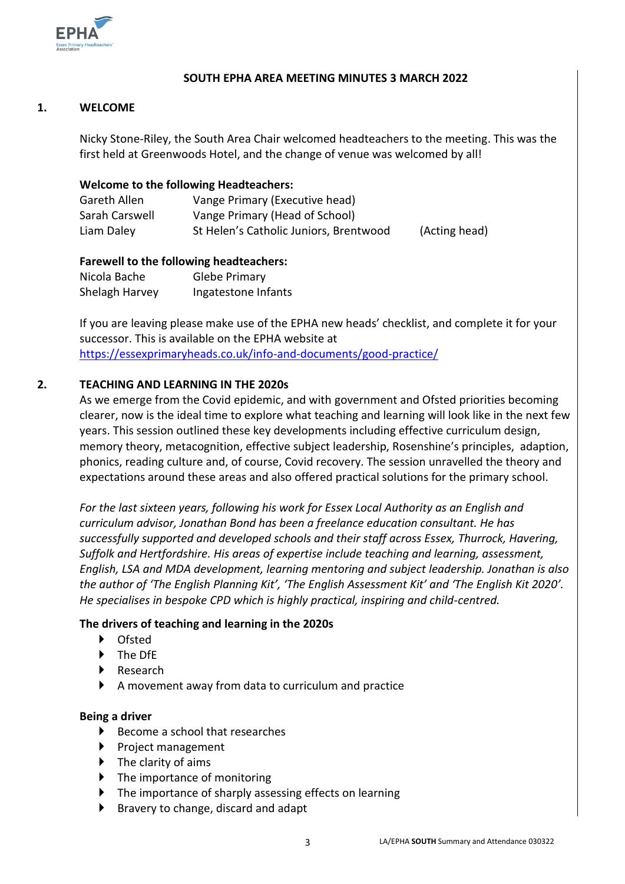# SOUTH EPHA AREA MEETING MINUTES 3 MARCH 2022

## 1. WELCOME

Nicky Stone-Riley, the South Area Chair welcomed headteachers to the meeting. This was the first held at Greenwoods Hotel, and the change of venue was welcomed by all!

**Welcome to the following Headteachers:**

| | | |
|---|---|---|
| Gareth Allen | Vange Primary (Executive head) | |
| Sarah Carswell | Vange Primary (Head of School) | |
| Liam Daley | St Helen's Catholic Juniors, Brentwood | (Acting head) |

**Farewell to the following headteachers:**

| | |
|---|---|
| Nicola Bache | Glebe Primary |
| Shelagh Harvey | Ingatestone Infants |

If you are leaving please make use of the EPHA new heads' checklist, and complete it for your successor. This is available on the EPHA website at https://essexprimaryheads.co.uk/info-and-documents/good-practice/

## 2. TEACHING AND LEARNING IN THE 2020s

As we emerge from the Covid epidemic, and with government and Ofsted priorities becoming clearer, now is the ideal time to explore what teaching and learning will look like in the next few years. This session outlined these key developments including effective curriculum design, memory theory, metacognition, effective subject leadership, Rosenshine's principles, adaption, phonics, reading culture and, of course, Covid recovery. The session unravelled the theory and expectations around these areas and also offered practical solutions for the primary school.

*For the last sixteen years, following his work for Essex Local Authority as an English and curriculum advisor, Jonathan Bond has been a freelance education consultant. He has successfully supported and developed schools and their staff across Essex, Thurrock, Havering, Suffolk and Hertfordshire. His areas of expertise include teaching and learning, assessment, English, LSA and MDA development, learning mentoring and subject leadership. Jonathan is also the author of 'The English Planning Kit', 'The English Assessment Kit' and 'The English Kit 2020'. He specialises in bespoke CPD which is highly practical, inspiring and child-centred.*

**The drivers of teaching and learning in the 2020s**

- Ofsted
- The DfE
- Research
- A movement away from data to curriculum and practice

**Being a driver**

- Become a school that researches
- Project management
- The clarity of aims
- The importance of monitoring
- The importance of sharply assessing effects on learning
- Bravery to change, discard and adapt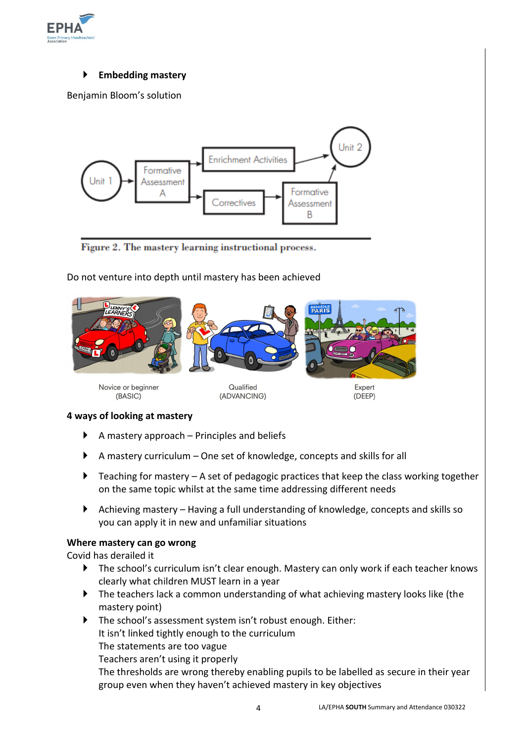- **Embedding mastery**

Benjamin Bloom's solution

Figure 2. The mastery learning instructional process.

Do not venture into depth until mastery has been achieved

Novice or beginner (BASIC) Qualified (ADVANCING) Expert (DEEP)

**4 ways of looking at mastery**

- A mastery approach – Principles and beliefs
- A mastery curriculum – One set of knowledge, concepts and skills for all
- Teaching for mastery – A set of pedagogic practices that keep the class working together on the same topic whilst at the same time addressing different needs
- Achieving mastery – Having a full understanding of knowledge, concepts and skills so you can apply it in new and unfamiliar situations

**Where mastery can go wrong**

Covid has derailed it

- The school's curriculum isn't clear enough. Mastery can only work if each teacher knows clearly what children MUST learn in a year
- The teachers lack a common understanding of what achieving mastery looks like (the mastery point)
- The school's assessment system isn't robust enough. Either:
  It isn't linked tightly enough to the curriculum
  The statements are too vague
  Teachers aren't using it properly
  The thresholds are wrong thereby enabling pupils to be labelled as secure in their year group even when they haven't achieved mastery in key objectives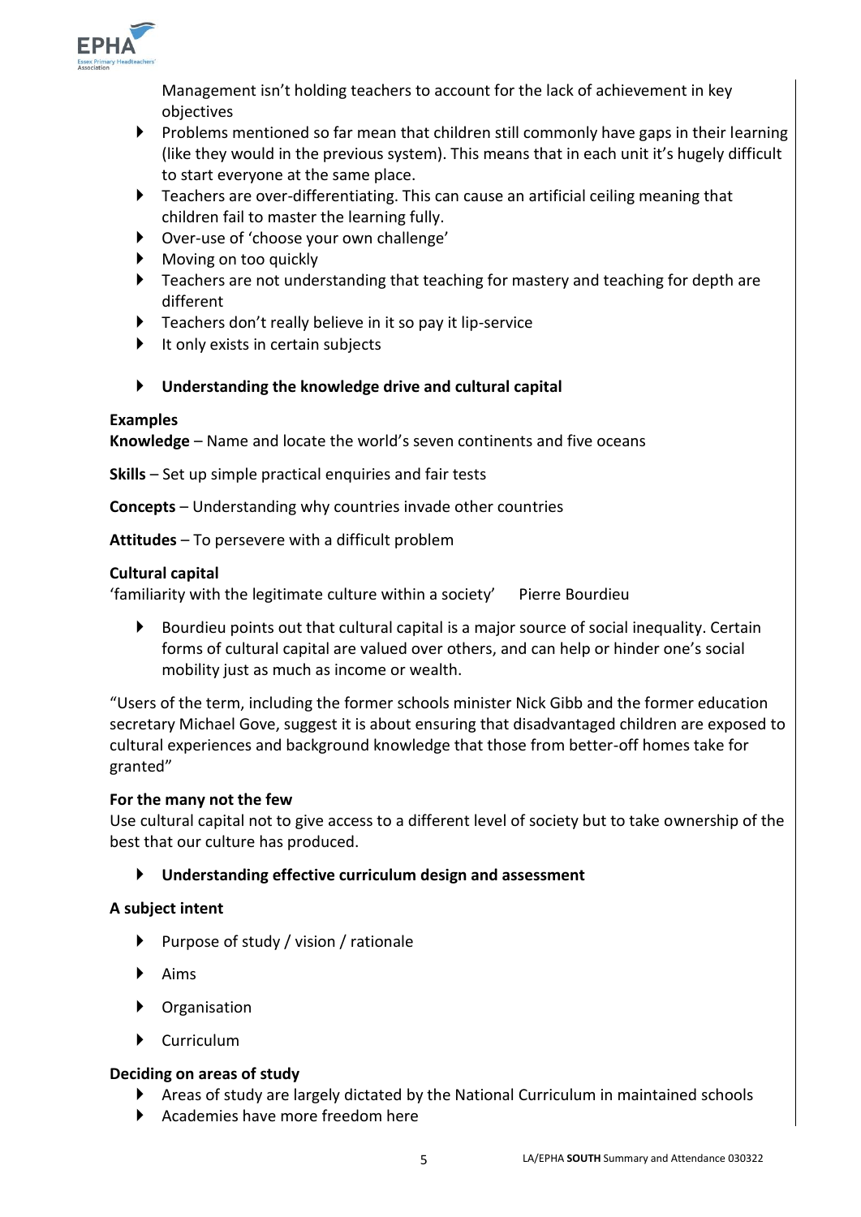Management isn't holding teachers to account for the lack of achievement in key objectives

- Problems mentioned so far mean that children still commonly have gaps in their learning (like they would in the previous system). This means that in each unit it's hugely difficult to start everyone at the same place.
- Teachers are over-differentiating. This can cause an artificial ceiling meaning that children fail to master the learning fully.
- Over-use of 'choose your own challenge'
- Moving on too quickly
- Teachers are not understanding that teaching for mastery and teaching for depth are different
- Teachers don't really believe in it so pay it lip-service
- It only exists in certain subjects

- **Understanding the knowledge drive and cultural capital**

**Examples**
**Knowledge** – Name and locate the world's seven continents and five oceans

**Skills** – Set up simple practical enquiries and fair tests

**Concepts** – Understanding why countries invade other countries

**Attitudes** – To persevere with a difficult problem

**Cultural capital**
'familiarity with the legitimate culture within a society' Pierre Bourdieu

- Bourdieu points out that cultural capital is a major source of social inequality. Certain forms of cultural capital are valued over others, and can help or hinder one's social mobility just as much as income or wealth.

"Users of the term, including the former schools minister Nick Gibb and the former education secretary Michael Gove, suggest it is about ensuring that disadvantaged children are exposed to cultural experiences and background knowledge that those from better-off homes take for granted"

**For the many not the few**
Use cultural capital not to give access to a different level of society but to take ownership of the best that our culture has produced.

- **Understanding effective curriculum design and assessment**

**A subject intent**

- Purpose of study / vision / rationale
- Aims
- Organisation
- Curriculum

**Deciding on areas of study**

- Areas of study are largely dictated by the National Curriculum in maintained schools
- Academies have more freedom here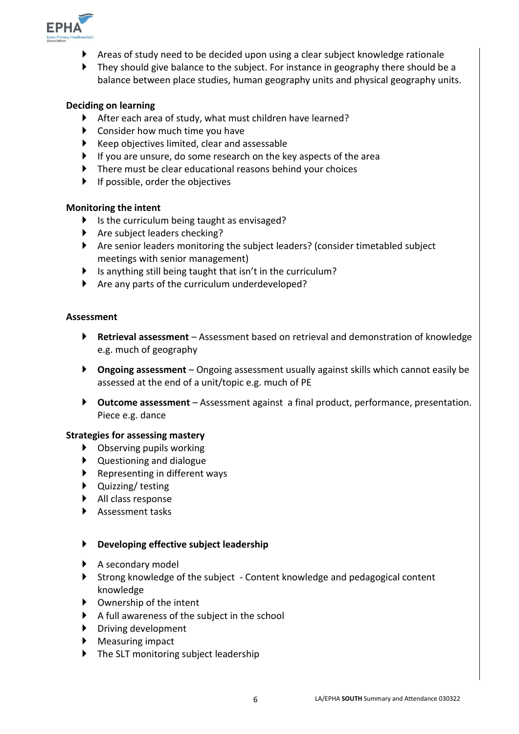- Areas of study need to be decided upon using a clear subject knowledge rationale
- They should give balance to the subject. For instance in geography there should be a balance between place studies, human geography units and physical geography units.

**Deciding on learning**

- After each area of study, what must children have learned?
- Consider how much time you have
- Keep objectives limited, clear and assessable
- If you are unsure, do some research on the key aspects of the area
- There must be clear educational reasons behind your choices
- If possible, order the objectives

**Monitoring the intent**

- Is the curriculum being taught as envisaged?
- Are subject leaders checking?
- Are senior leaders monitoring the subject leaders? (consider timetabled subject meetings with senior management)
- Is anything still being taught that isn't in the curriculum?
- Are any parts of the curriculum underdeveloped?

**Assessment**

- **Retrieval assessment** – Assessment based on retrieval and demonstration of knowledge e.g. much of geography
- **Ongoing assessment** – Ongoing assessment usually against skills which cannot easily be assessed at the end of a unit/topic e.g. much of PE
- **Outcome assessment** – Assessment against a final product, performance, presentation. Piece e.g. dance

**Strategies for assessing mastery**

- Observing pupils working
- Questioning and dialogue
- Representing in different ways
- Quizzing/ testing
- All class response
- Assessment tasks

- **Developing effective subject leadership**

- A secondary model
- Strong knowledge of the subject - Content knowledge and pedagogical content knowledge
- Ownership of the intent
- A full awareness of the subject in the school
- Driving development
- Measuring impact
- The SLT monitoring subject leadership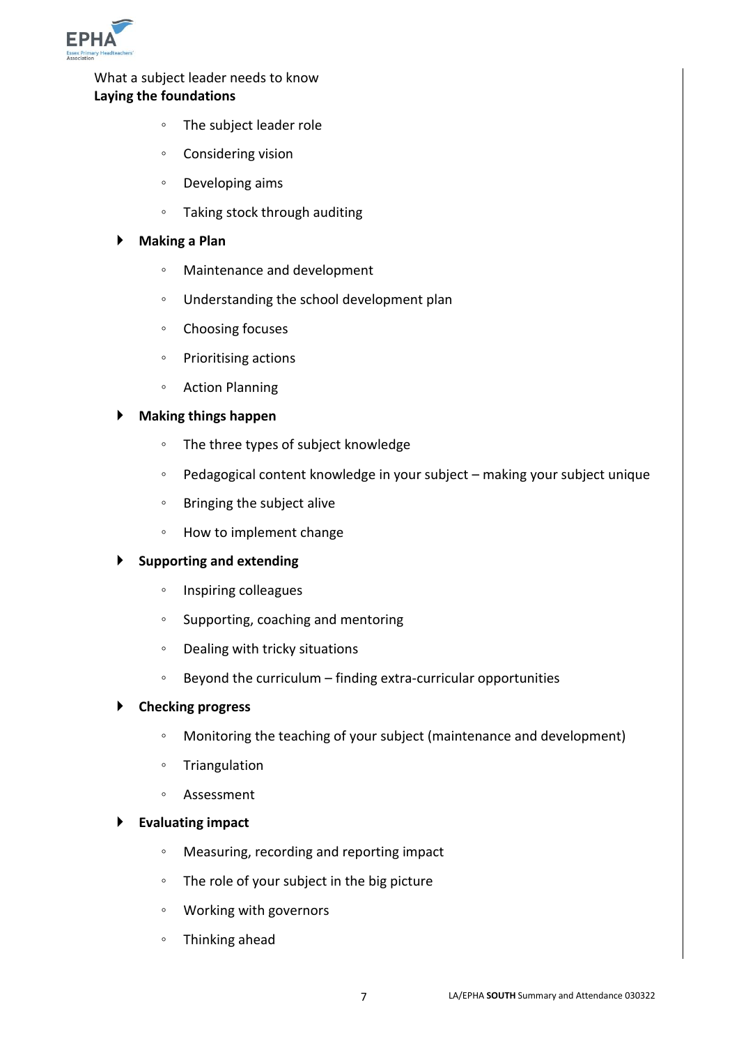What a subject leader needs to know

**Laying the foundations**

- The subject leader role
- Considering vision
- Developing aims
- Taking stock through auditing

**Making a Plan**

- Maintenance and development
- Understanding the school development plan
- Choosing focuses
- Prioritising actions
- Action Planning

**Making things happen**

- The three types of subject knowledge
- Pedagogical content knowledge in your subject – making your subject unique
- Bringing the subject alive
- How to implement change

**Supporting and extending**

- Inspiring colleagues
- Supporting, coaching and mentoring
- Dealing with tricky situations
- Beyond the curriculum – finding extra-curricular opportunities

**Checking progress**

- Monitoring the teaching of your subject (maintenance and development)
- Triangulation
- Assessment

**Evaluating impact**

- Measuring, recording and reporting impact
- The role of your subject in the big picture
- Working with governors
- Thinking ahead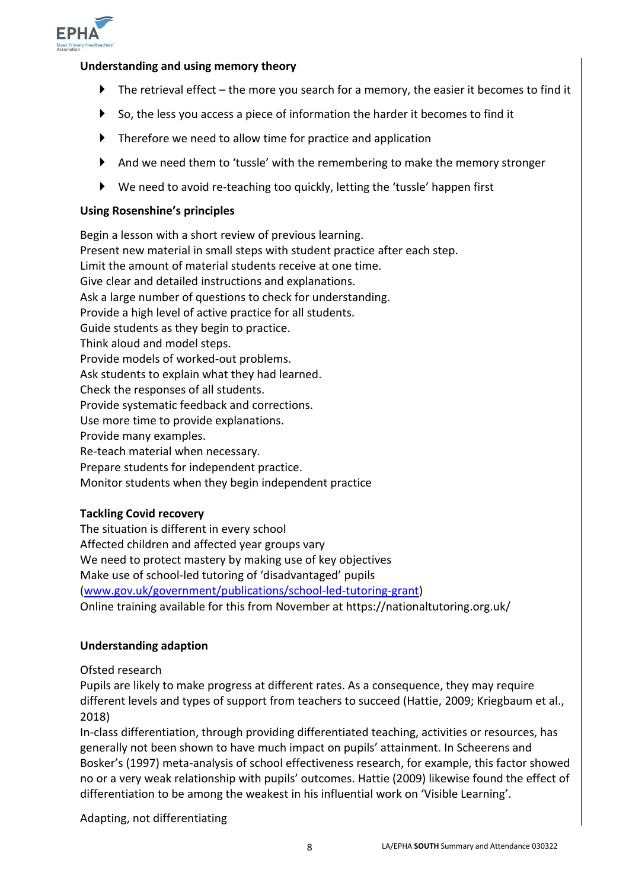**Understanding and using memory theory**

- The retrieval effect – the more you search for a memory, the easier it becomes to find it
- So, the less you access a piece of information the harder it becomes to find it
- Therefore we need to allow time for practice and application
- And we need them to 'tussle' with the remembering to make the memory stronger
- We need to avoid re-teaching too quickly, letting the 'tussle' happen first

**Using Rosenshine's principles**

Begin a lesson with a short review of previous learning.
Present new material in small steps with student practice after each step.
Limit the amount of material students receive at one time.
Give clear and detailed instructions and explanations.
Ask a large number of questions to check for understanding.
Provide a high level of active practice for all students.
Guide students as they begin to practice.
Think aloud and model steps.
Provide models of worked-out problems.
Ask students to explain what they had learned.
Check the responses of all students.
Provide systematic feedback and corrections.
Use more time to provide explanations.
Provide many examples.
Re-teach material when necessary.
Prepare students for independent practice.
Monitor students when they begin independent practice

**Tackling Covid recovery**

The situation is different in every school
Affected children and affected year groups vary
We need to protect mastery by making use of key objectives
Make use of school-led tutoring of 'disadvantaged' pupils
([www.gov.uk/government/publications/school-led-tutoring-grant](www.gov.uk/government/publications/school-led-tutoring-grant))
Online training available for this from November at https://nationaltutoring.org.uk/

**Understanding adaption**

Ofsted research
Pupils are likely to make progress at different rates. As a consequence, they may require different levels and types of support from teachers to succeed (Hattie, 2009; Kriegbaum et al., 2018)
In-class differentiation, through providing differentiated teaching, activities or resources, has generally not been shown to have much impact on pupils' attainment. In Scheerens and Bosker's (1997) meta-analysis of school effectiveness research, for example, this factor showed no or a very weak relationship with pupils' outcomes. Hattie (2009) likewise found the effect of differentiation to be among the weakest in his influential work on 'Visible Learning'.

Adapting, not differentiating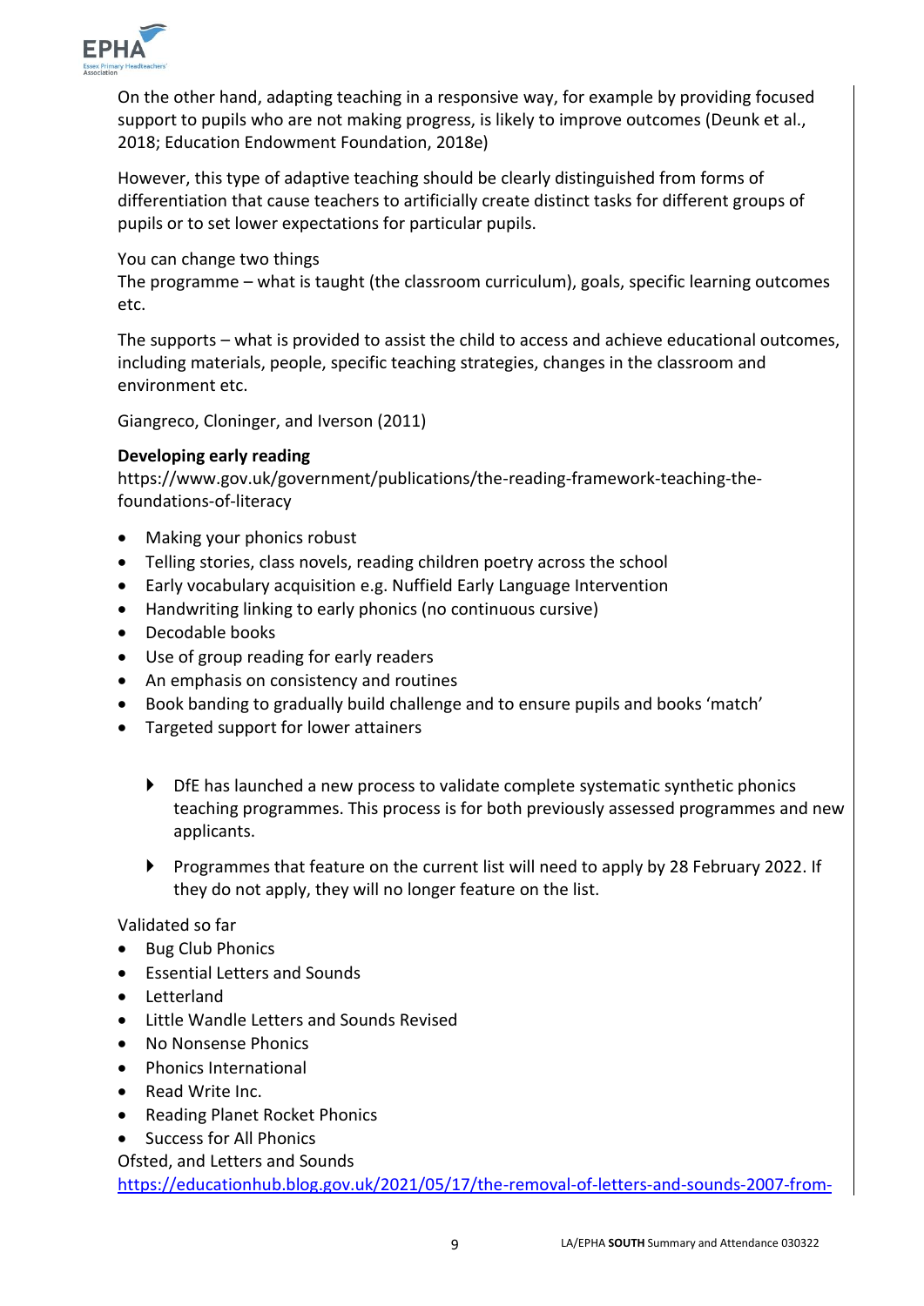On the other hand, adapting teaching in a responsive way, for example by providing focused support to pupils who are not making progress, is likely to improve outcomes (Deunk et al., 2018; Education Endowment Foundation, 2018e)

However, this type of adaptive teaching should be clearly distinguished from forms of differentiation that cause teachers to artificially create distinct tasks for different groups of pupils or to set lower expectations for particular pupils.

You can change two things
The programme – what is taught (the classroom curriculum), goals, specific learning outcomes etc.

The supports – what is provided to assist the child to access and achieve educational outcomes, including materials, people, specific teaching strategies, changes in the classroom and environment etc.

Giangreco, Cloninger, and Iverson (2011)

**Developing early reading**
https://www.gov.uk/government/publications/the-reading-framework-teaching-the-foundations-of-literacy

- Making your phonics robust
- Telling stories, class novels, reading children poetry across the school
- Early vocabulary acquisition e.g. Nuffield Early Language Intervention
- Handwriting linking to early phonics (no continuous cursive)
- Decodable books
- Use of group reading for early readers
- An emphasis on consistency and routines
- Book banding to gradually build challenge and to ensure pupils and books 'match'
- Targeted support for lower attainers

    - DfE has launched a new process to validate complete systematic synthetic phonics teaching programmes. This process is for both previously assessed programmes and new applicants.
    - Programmes that feature on the current list will need to apply by 28 February 2022. If they do not apply, they will no longer feature on the list.

Validated so far
- Bug Club Phonics
- Essential Letters and Sounds
- Letterland
- Little Wandle Letters and Sounds Revised
- No Nonsense Phonics
- Phonics International
- Read Write Inc.
- Reading Planet Rocket Phonics
- Success for All Phonics

Ofsted, and Letters and Sounds
https://educationhub.blog.gov.uk/2021/05/17/the-removal-of-letters-and-sounds-2007-from-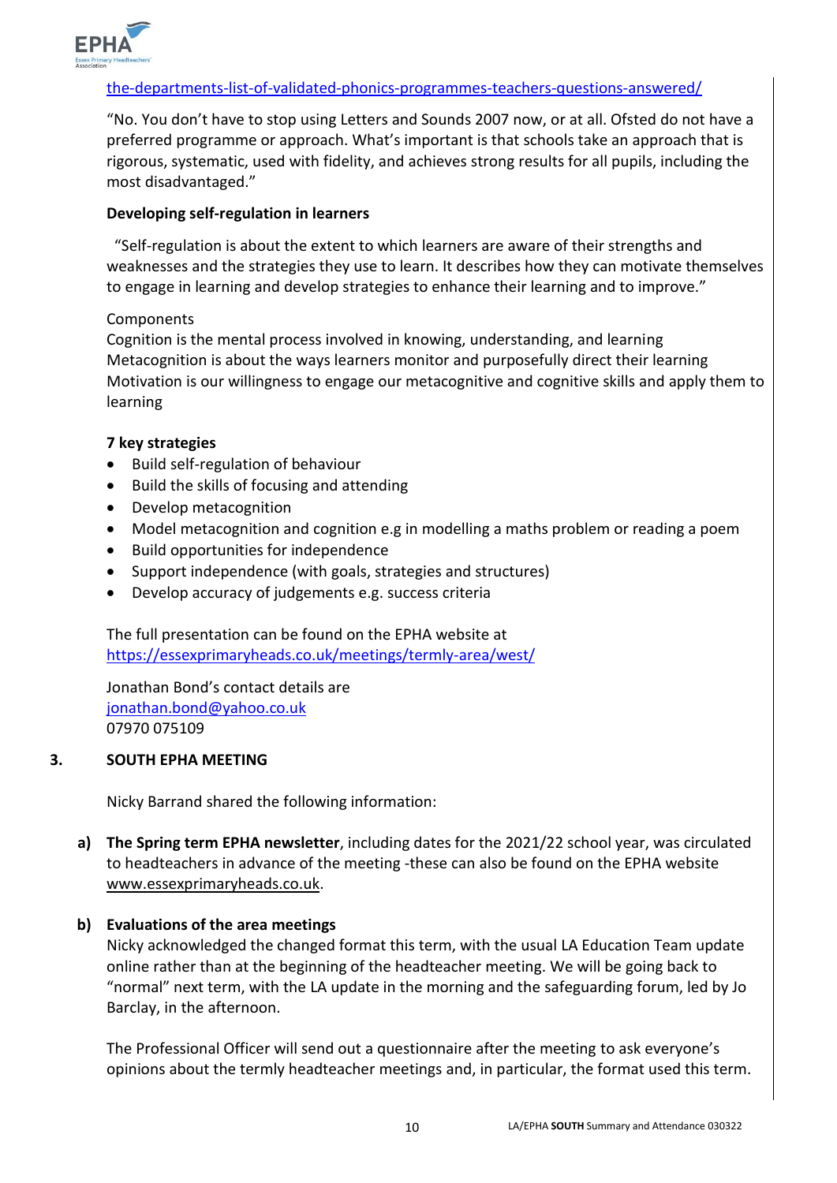the-departments-list-of-validated-phonics-programmes-teachers-questions-answered/

"No. You don't have to stop using Letters and Sounds 2007 now, or at all. Ofsted do not have a preferred programme or approach. What's important is that schools take an approach that is rigorous, systematic, used with fidelity, and achieves strong results for all pupils, including the most disadvantaged."

**Developing self-regulation in learners**

"Self-regulation is about the extent to which learners are aware of their strengths and weaknesses and the strategies they use to learn. It describes how they can motivate themselves to engage in learning and develop strategies to enhance their learning and to improve."

Components
Cognition is the mental process involved in knowing, understanding, and learning
Metacognition is about the ways learners monitor and purposefully direct their learning
Motivation is our willingness to engage our metacognitive and cognitive skills and apply them to learning

**7 key strategies**

- Build self-regulation of behaviour
- Build the skills of focusing and attending
- Develop metacognition
- Model metacognition and cognition e.g in modelling a maths problem or reading a poem
- Build opportunities for independence
- Support independence (with goals, strategies and structures)
- Develop accuracy of judgements e.g. success criteria

The full presentation can be found on the EPHA website at https://essexprimaryheads.co.uk/meetings/termly-area/west/

Jonathan Bond's contact details are
jonathan.bond@yahoo.co.uk
07970 075109

## 3. SOUTH EPHA MEETING

Nicky Barrand shared the following information:

**a) The Spring term EPHA newsletter**, including dates for the 2021/22 school year, was circulated to headteachers in advance of the meeting -these can also be found on the EPHA website www.essexprimaryheads.co.uk.

**b) Evaluations of the area meetings**
Nicky acknowledged the changed format this term, with the usual LA Education Team update online rather than at the beginning of the headteacher meeting. We will be going back to "normal" next term, with the LA update in the morning and the safeguarding forum, led by Jo Barclay, in the afternoon.

The Professional Officer will send out a questionnaire after the meeting to ask everyone's opinions about the termly headteacher meetings and, in particular, the format used this term.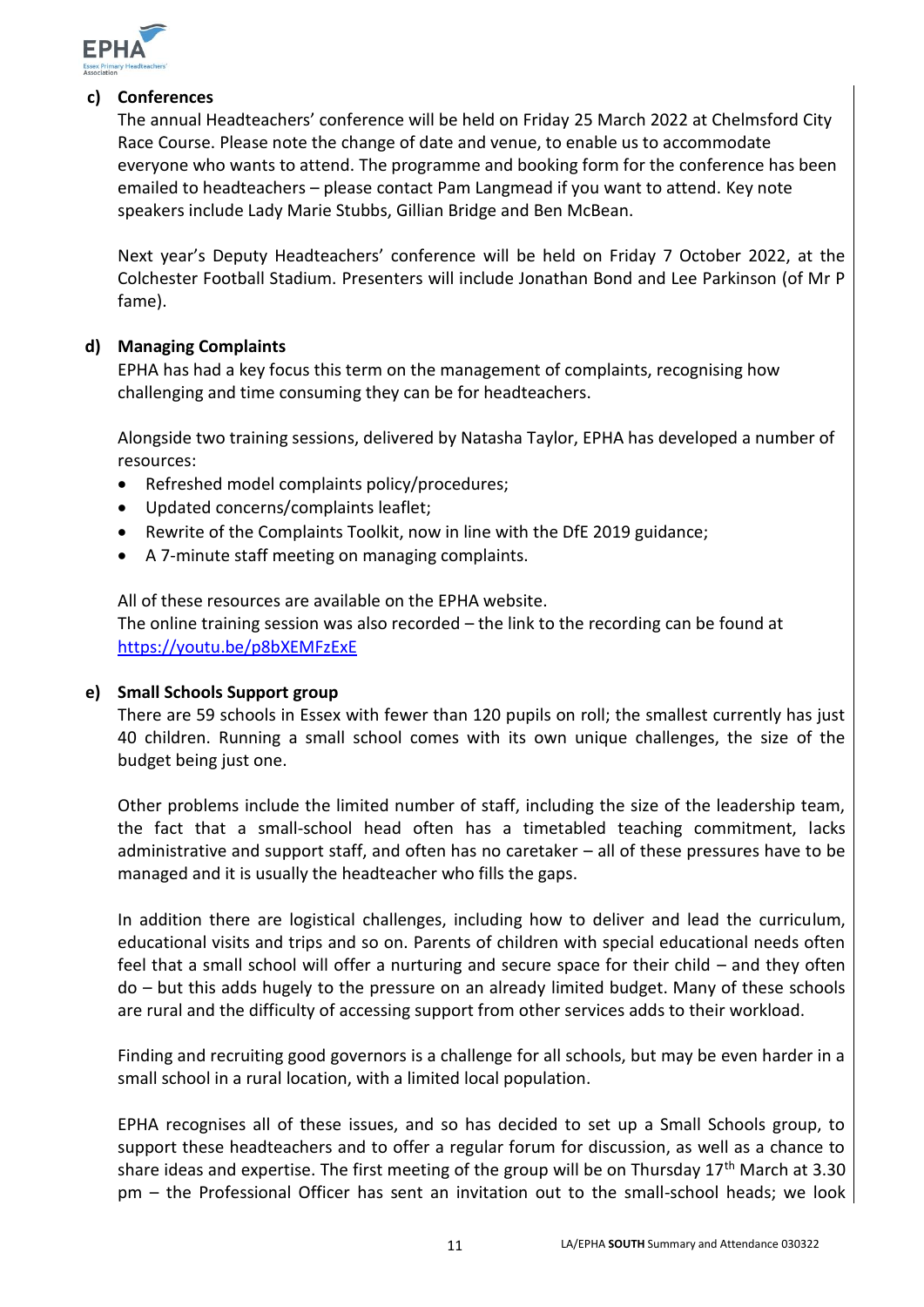**c) Conferences**

The annual Headteachers' conference will be held on Friday 25 March 2022 at Chelmsford City Race Course. Please note the change of date and venue, to enable us to accommodate everyone who wants to attend. The programme and booking form for the conference has been emailed to headteachers – please contact Pam Langmead if you want to attend. Key note speakers include Lady Marie Stubbs, Gillian Bridge and Ben McBean.

Next year's Deputy Headteachers' conference will be held on Friday 7 October 2022, at the Colchester Football Stadium. Presenters will include Jonathan Bond and Lee Parkinson (of Mr P fame).

**d) Managing Complaints**

EPHA has had a key focus this term on the management of complaints, recognising how challenging and time consuming they can be for headteachers.

Alongside two training sessions, delivered by Natasha Taylor, EPHA has developed a number of resources:

- Refreshed model complaints policy/procedures;
- Updated concerns/complaints leaflet;
- Rewrite of the Complaints Toolkit, now in line with the DfE 2019 guidance;
- A 7-minute staff meeting on managing complaints.

All of these resources are available on the EPHA website.
The online training session was also recorded – the link to the recording can be found at https://youtu.be/p8bXEMFzExE

**e) Small Schools Support group**

There are 59 schools in Essex with fewer than 120 pupils on roll; the smallest currently has just 40 children. Running a small school comes with its own unique challenges, the size of the budget being just one.

Other problems include the limited number of staff, including the size of the leadership team, the fact that a small-school head often has a timetabled teaching commitment, lacks administrative and support staff, and often has no caretaker – all of these pressures have to be managed and it is usually the headteacher who fills the gaps.

In addition there are logistical challenges, including how to deliver and lead the curriculum, educational visits and trips and so on. Parents of children with special educational needs often feel that a small school will offer a nurturing and secure space for their child – and they often do – but this adds hugely to the pressure on an already limited budget. Many of these schools are rural and the difficulty of accessing support from other services adds to their workload.

Finding and recruiting good governors is a challenge for all schools, but may be even harder in a small school in a rural location, with a limited local population.

EPHA recognises all of these issues, and so has decided to set up a Small Schools group, to support these headteachers and to offer a regular forum for discussion, as well as a chance to share ideas and expertise. The first meeting of the group will be on Thursday 17th March at 3.30 pm – the Professional Officer has sent an invitation out to the small-school heads; we look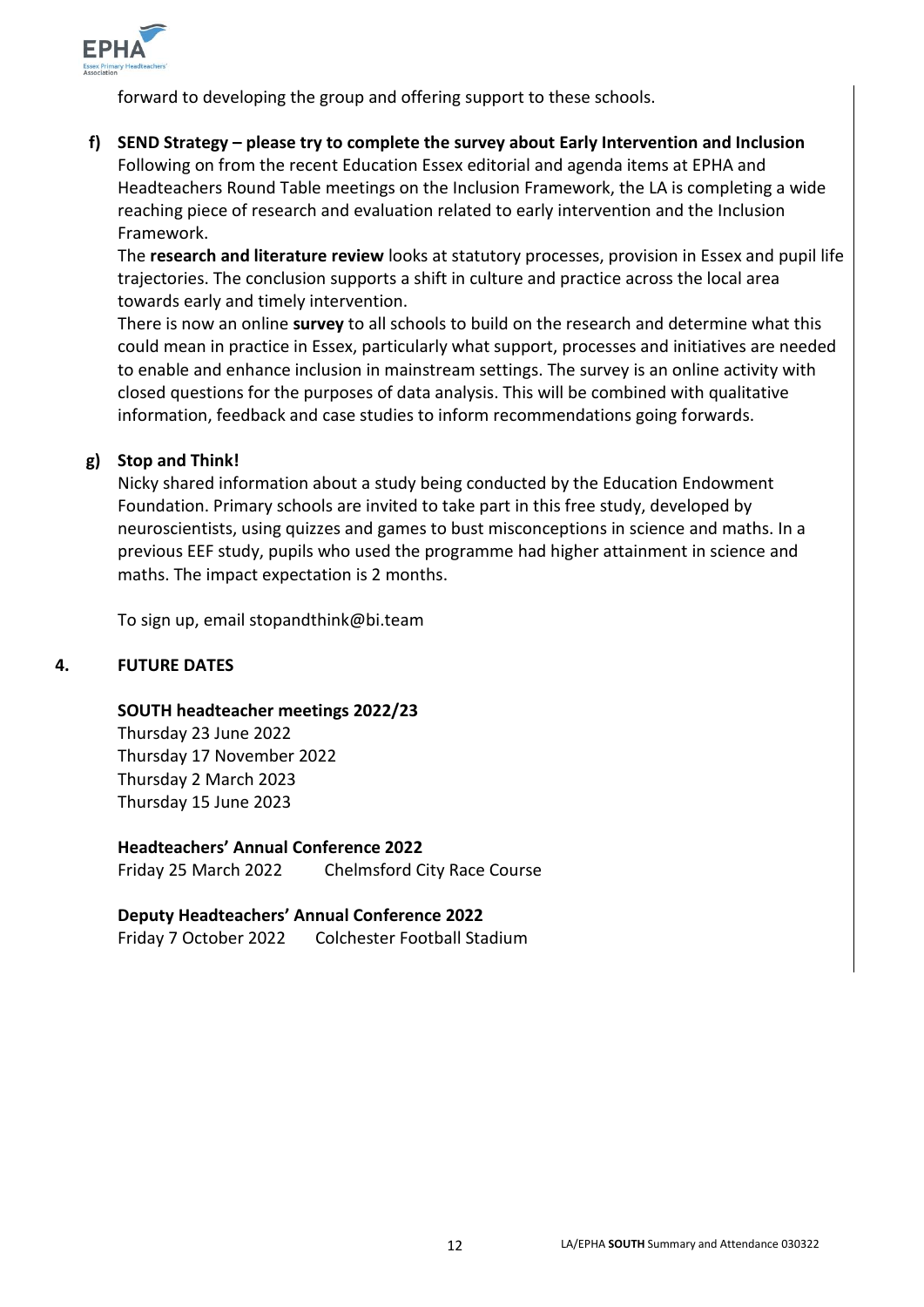forward to developing the group and offering support to these schools.

**f) SEND Strategy – please try to complete the survey about Early Intervention and Inclusion**

Following on from the recent Education Essex editorial and agenda items at EPHA and Headteachers Round Table meetings on the Inclusion Framework, the LA is completing a wide reaching piece of research and evaluation related to early intervention and the Inclusion Framework.

The **research and literature review** looks at statutory processes, provision in Essex and pupil life trajectories. The conclusion supports a shift in culture and practice across the local area towards early and timely intervention.

There is now an online **survey** to all schools to build on the research and determine what this could mean in practice in Essex, particularly what support, processes and initiatives are needed to enable and enhance inclusion in mainstream settings. The survey is an online activity with closed questions for the purposes of data analysis. This will be combined with qualitative information, feedback and case studies to inform recommendations going forwards.

**g) Stop and Think!**

Nicky shared information about a study being conducted by the Education Endowment Foundation. Primary schools are invited to take part in this free study, developed by neuroscientists, using quizzes and games to bust misconceptions in science and maths. In a previous EEF study, pupils who used the programme had higher attainment in science and maths. The impact expectation is 2 months.

To sign up, email stopandthink@bi.team

## 4. FUTURE DATES

**SOUTH headteacher meetings 2022/23**

Thursday 23 June 2022
Thursday 17 November 2022
Thursday 2 March 2023
Thursday 15 June 2023

**Headteachers' Annual Conference 2022**

Friday 25 March 2022 Chelmsford City Race Course

**Deputy Headteachers' Annual Conference 2022**

Friday 7 October 2022 Colchester Football Stadium